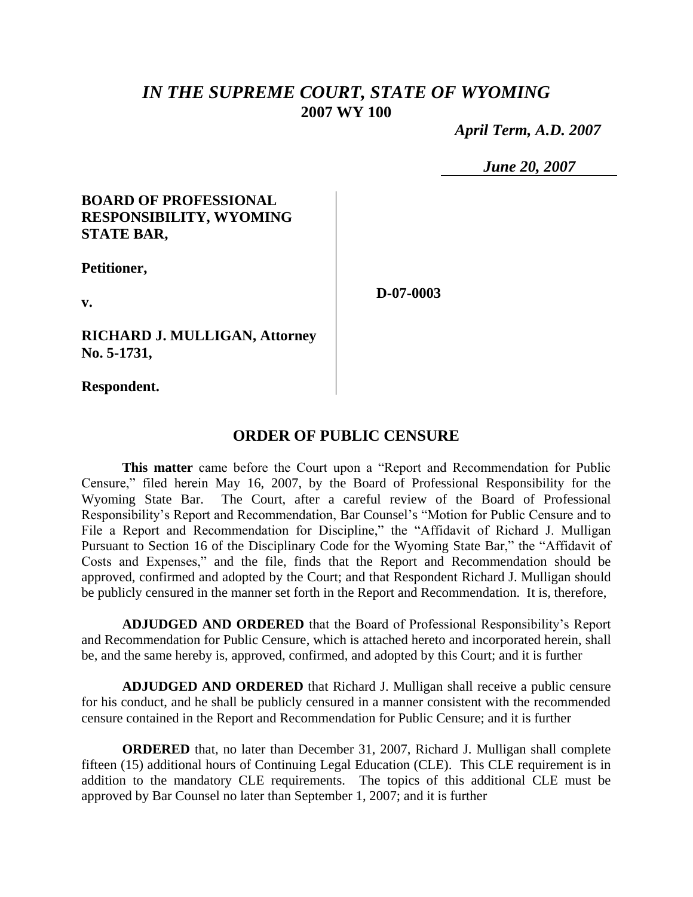# *IN THE SUPREME COURT, STATE OF WYOMING*
## 2007 WY 100

*April Term, A.D. 2007*

*June 20, 2007*

**BOARD OF PROFESSIONAL RESPONSIBILITY, WYOMING STATE BAR,**

**Petitioner,**

**v.**

**RICHARD J. MULLIGAN, Attorney No. 5-1731,**

**Respondent.**

**D-07-0003**

## ORDER OF PUBLIC CENSURE

**This matter** came before the Court upon a "Report and Recommendation for Public Censure," filed herein May 16, 2007, by the Board of Professional Responsibility for the Wyoming State Bar. The Court, after a careful review of the Board of Professional Responsibility's Report and Recommendation, Bar Counsel's "Motion for Public Censure and to File a Report and Recommendation for Discipline," the "Affidavit of Richard J. Mulligan Pursuant to Section 16 of the Disciplinary Code for the Wyoming State Bar," the "Affidavit of Costs and Expenses," and the file, finds that the Report and Recommendation should be approved, confirmed and adopted by the Court; and that Respondent Richard J. Mulligan should be publicly censured in the manner set forth in the Report and Recommendation. It is, therefore,

**ADJUDGED AND ORDERED** that the Board of Professional Responsibility's Report and Recommendation for Public Censure, which is attached hereto and incorporated herein, shall be, and the same hereby is, approved, confirmed, and adopted by this Court; and it is further

**ADJUDGED AND ORDERED** that Richard J. Mulligan shall receive a public censure for his conduct, and he shall be publicly censured in a manner consistent with the recommended censure contained in the Report and Recommendation for Public Censure; and it is further

**ORDERED** that, no later than December 31, 2007, Richard J. Mulligan shall complete fifteen (15) additional hours of Continuing Legal Education (CLE). This CLE requirement is in addition to the mandatory CLE requirements. The topics of this additional CLE must be approved by Bar Counsel no later than September 1, 2007; and it is further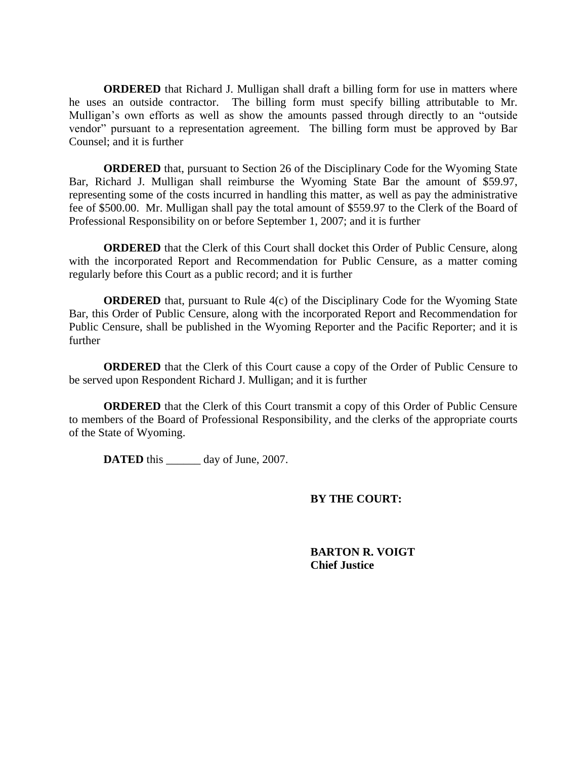**ORDERED** that Richard J. Mulligan shall draft a billing form for use in matters where he uses an outside contractor. The billing form must specify billing attributable to Mr. Mulligan's own efforts as well as show the amounts passed through directly to an "outside vendor" pursuant to a representation agreement. The billing form must be approved by Bar Counsel; and it is further

**ORDERED** that, pursuant to Section 26 of the Disciplinary Code for the Wyoming State Bar, Richard J. Mulligan shall reimburse the Wyoming State Bar the amount of $59.97, representing some of the costs incurred in handling this matter, as well as pay the administrative fee of $500.00. Mr. Mulligan shall pay the total amount of $559.97 to the Clerk of the Board of Professional Responsibility on or before September 1, 2007; and it is further

**ORDERED** that the Clerk of this Court shall docket this Order of Public Censure, along with the incorporated Report and Recommendation for Public Censure, as a matter coming regularly before this Court as a public record; and it is further

**ORDERED** that, pursuant to Rule 4(c) of the Disciplinary Code for the Wyoming State Bar, this Order of Public Censure, along with the incorporated Report and Recommendation for Public Censure, shall be published in the Wyoming Reporter and the Pacific Reporter; and it is further

**ORDERED** that the Clerk of this Court cause a copy of the Order of Public Censure to be served upon Respondent Richard J. Mulligan; and it is further

**ORDERED** that the Clerk of this Court transmit a copy of this Order of Public Censure to members of the Board of Professional Responsibility, and the clerks of the appropriate courts of the State of Wyoming.

**DATED** this ______ day of June, 2007.

**BY THE COURT:**

**BARTON R. VOIGT**
**Chief Justice**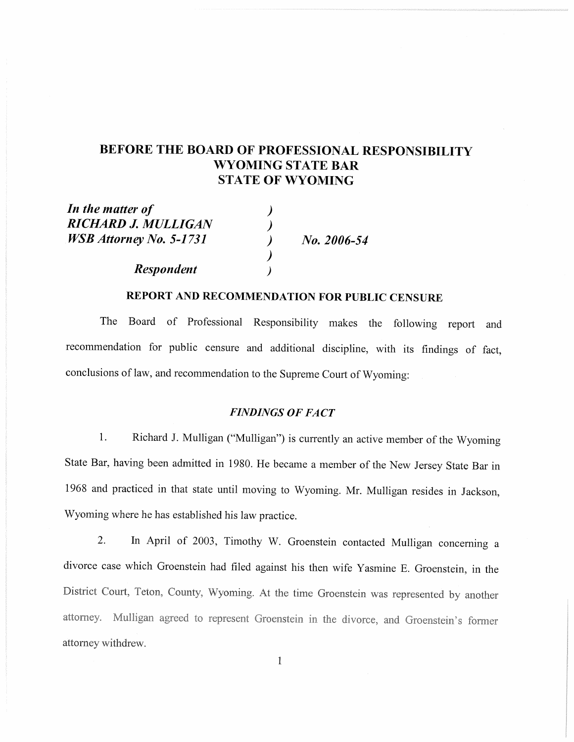# BEFORE THE BOARD OF PROFESSIONAL RESPONSIBILITY
# WYOMING STATE BAR
# STATE OF WYOMING

| | | |
|---|---|---|
| ***In the matter of*** | ) | |
| ***RICHARD J. MULLIGAN*** | ) | |
| ***WSB Attorney No. 5-1731*** | ) | ***No. 2006-54*** |
| | ) | |
| ***Respondent*** | ) | |

## REPORT AND RECOMMENDATION FOR PUBLIC CENSURE

The Board of Professional Responsibility makes the following report and recommendation for public censure and additional discipline, with its findings of fact, conclusions of law, and recommendation to the Supreme Court of Wyoming:

### *FINDINGS OF FACT*

1. Richard J. Mulligan ("Mulligan") is currently an active member of the Wyoming State Bar, having been admitted in 1980. He became a member of the New Jersey State Bar in 1968 and practiced in that state until moving to Wyoming. Mr. Mulligan resides in Jackson, Wyoming where he has established his law practice.

2. In April of 2003, Timothy W. Groenstein contacted Mulligan concerning a divorce case which Groenstein had filed against his then wife Yasmine E. Groenstein, in the District Court, Teton, County, Wyoming. At the time Groenstein was represented by another attorney. Mulligan agreed to represent Groenstein in the divorce, and Groenstein's former attorney withdrew.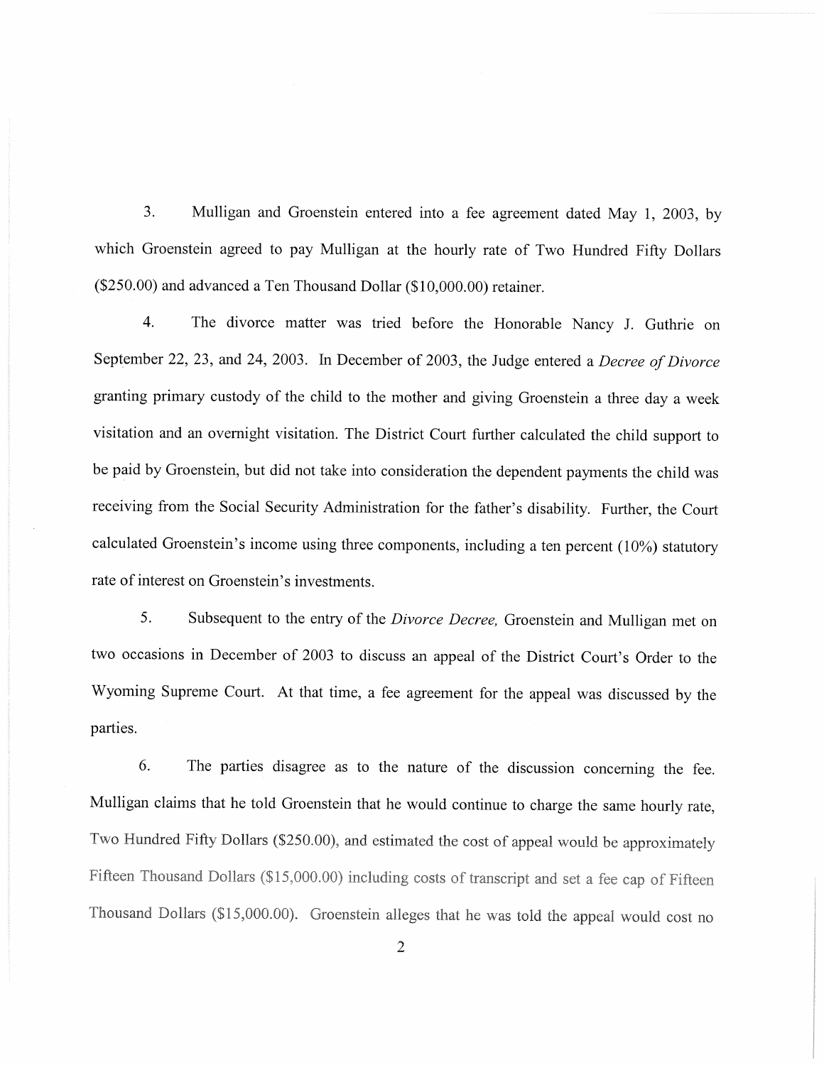3. Mulligan and Groenstein entered into a fee agreement dated May 1, 2003, by which Groenstein agreed to pay Mulligan at the hourly rate of Two Hundred Fifty Dollars ($250.00) and advanced a Ten Thousand Dollar ($10,000.00) retainer.

4. The divorce matter was tried before the Honorable Nancy J. Guthrie on September 22, 23, and 24, 2003. In December of 2003, the Judge entered a *Decree of Divorce* granting primary custody of the child to the mother and giving Groenstein a three day a week visitation and an overnight visitation. The District Court further calculated the child support to be paid by Groenstein, but did not take into consideration the dependent payments the child was receiving from the Social Security Administration for the father's disability. Further, the Court calculated Groenstein's income using three components, including a ten percent (10%) statutory rate of interest on Groenstein's investments.

5. Subsequent to the entry of the *Divorce Decree,* Groenstein and Mulligan met on two occasions in December of 2003 to discuss an appeal of the District Court's Order to the Wyoming Supreme Court. At that time, a fee agreement for the appeal was discussed by the parties.

6. The parties disagree as to the nature of the discussion concerning the fee. Mulligan claims that he told Groenstein that he would continue to charge the same hourly rate, Two Hundred Fifty Dollars ($250.00), and estimated the cost of appeal would be approximately Fifteen Thousand Dollars ($15,000.00) including costs of transcript and set a fee cap of Fifteen Thousand Dollars ($15,000.00). Groenstein alleges that he was told the appeal would cost no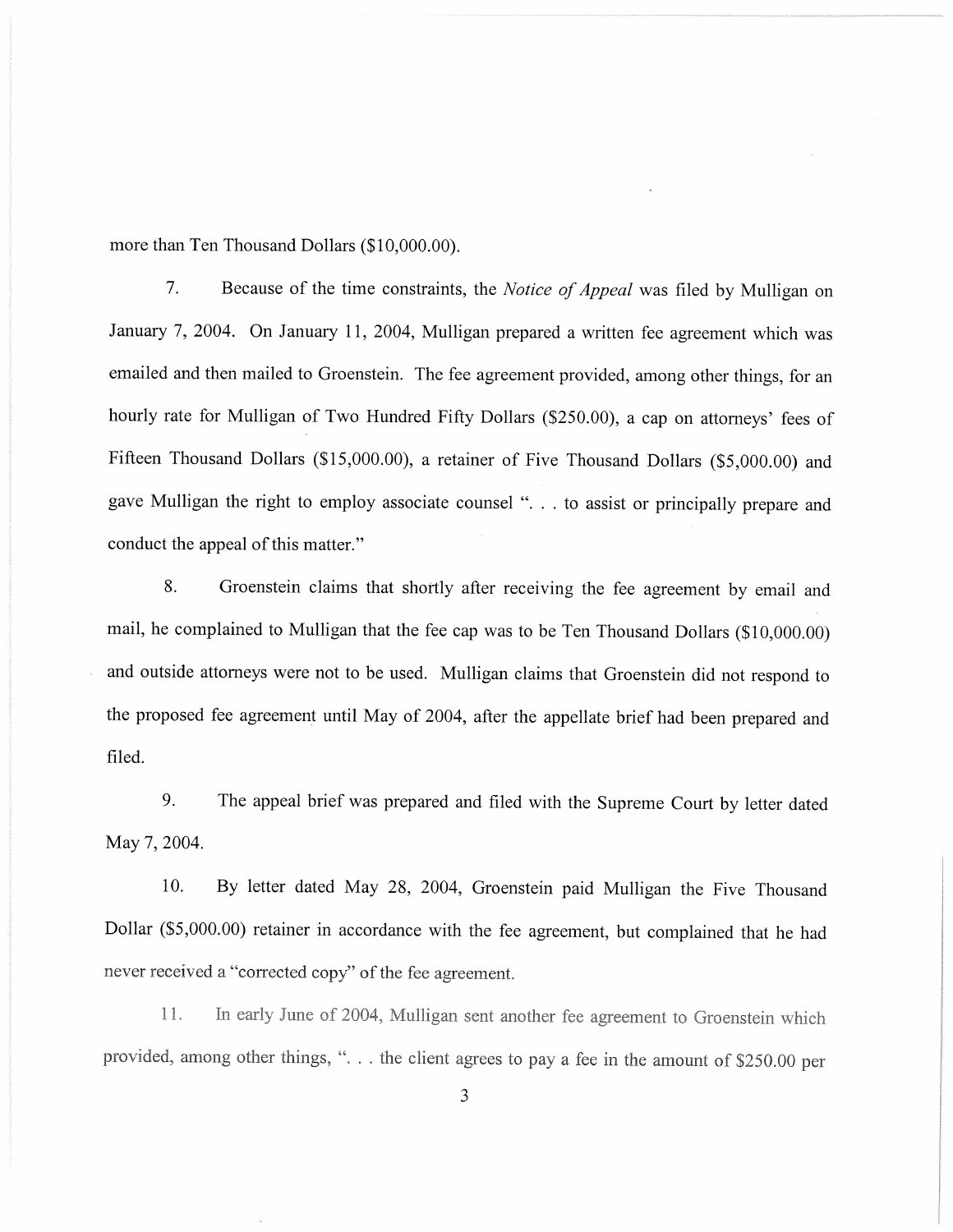more than Ten Thousand Dollars ($10,000.00).

7. Because of the time constraints, the *Notice of Appeal* was filed by Mulligan on January 7, 2004. On January 11, 2004, Mulligan prepared a written fee agreement which was emailed and then mailed to Groenstein. The fee agreement provided, among other things, for an hourly rate for Mulligan of Two Hundred Fifty Dollars ($250.00), a cap on attorneys' fees of Fifteen Thousand Dollars ($15,000.00), a retainer of Five Thousand Dollars ($5,000.00) and gave Mulligan the right to employ associate counsel ". . . to assist or principally prepare and conduct the appeal of this matter."

8. Groenstein claims that shortly after receiving the fee agreement by email and mail, he complained to Mulligan that the fee cap was to be Ten Thousand Dollars ($10,000.00) and outside attorneys were not to be used. Mulligan claims that Groenstein did not respond to the proposed fee agreement until May of 2004, after the appellate brief had been prepared and filed.

9. The appeal brief was prepared and filed with the Supreme Court by letter dated May 7, 2004.

10. By letter dated May 28, 2004, Groenstein paid Mulligan the Five Thousand Dollar ($5,000.00) retainer in accordance with the fee agreement, but complained that he had never received a "corrected copy" of the fee agreement.

11. In early June of 2004, Mulligan sent another fee agreement to Groenstein which provided, among other things, ". . . the client agrees to pay a fee in the amount of $250.00 per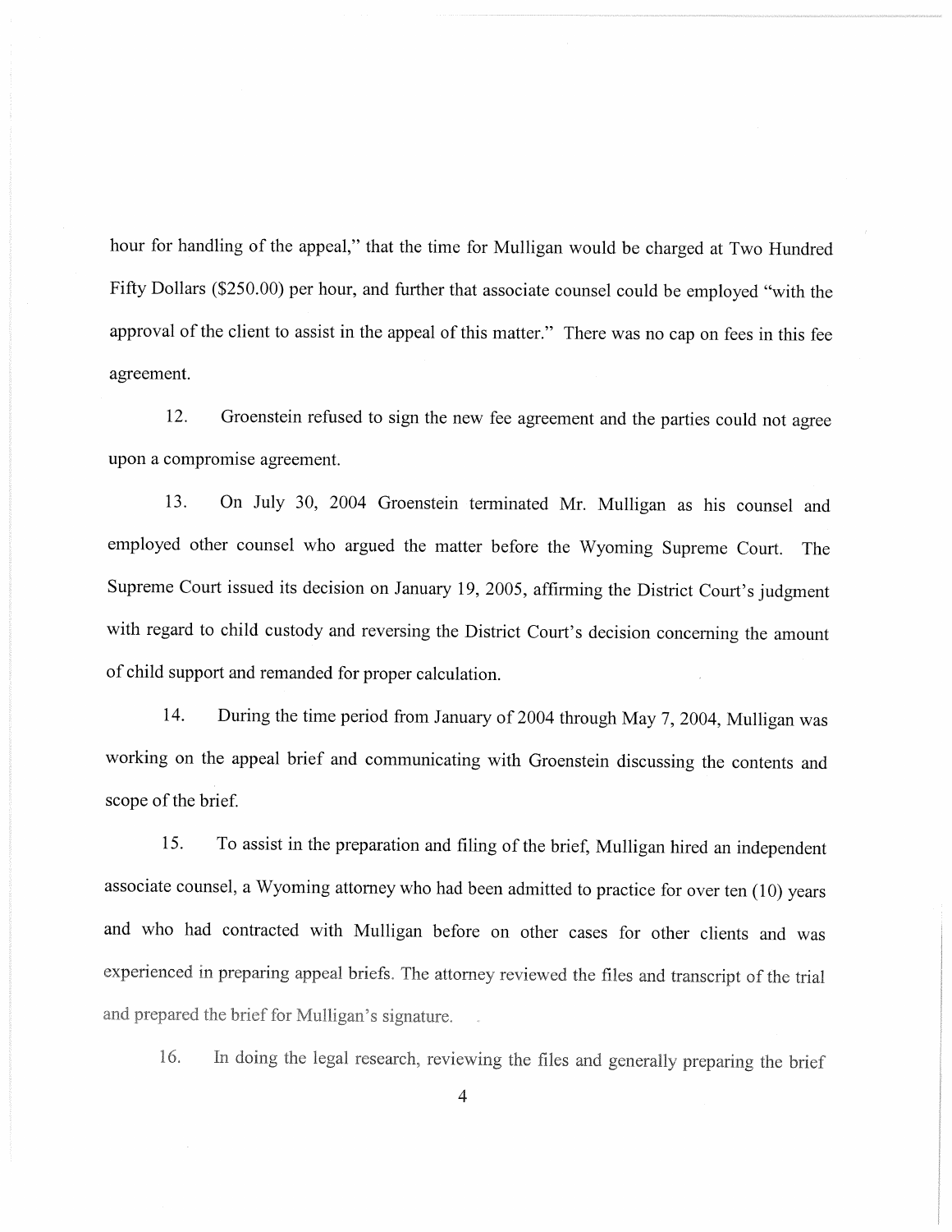hour for handling of the appeal," that the time for Mulligan would be charged at Two Hundred Fifty Dollars ($250.00) per hour, and further that associate counsel could be employed "with the approval of the client to assist in the appeal of this matter." There was no cap on fees in this fee agreement.

12. Groenstein refused to sign the new fee agreement and the parties could not agree upon a compromise agreement.

13. On July 30, 2004 Groenstein terminated Mr. Mulligan as his counsel and employed other counsel who argued the matter before the Wyoming Supreme Court. The Supreme Court issued its decision on January 19, 2005, affirming the District Court's judgment with regard to child custody and reversing the District Court's decision concerning the amount of child support and remanded for proper calculation.

14. During the time period from January of 2004 through May 7, 2004, Mulligan was working on the appeal brief and communicating with Groenstein discussing the contents and scope of the brief.

15. To assist in the preparation and filing of the brief, Mulligan hired an independent associate counsel, a Wyoming attorney who had been admitted to practice for over ten (10) years and who had contracted with Mulligan before on other cases for other clients and was experienced in preparing appeal briefs. The attorney reviewed the files and transcript of the trial and prepared the brief for Mulligan's signature.

16. In doing the legal research, reviewing the files and generally preparing the brief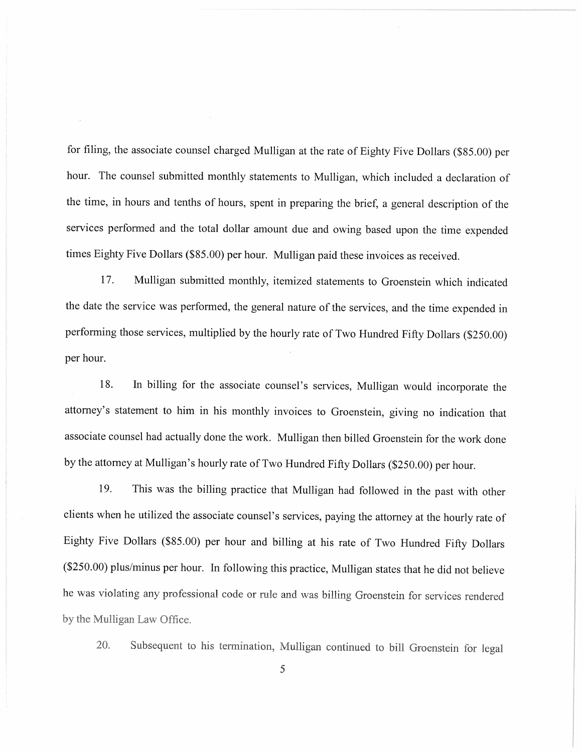for filing, the associate counsel charged Mulligan at the rate of Eighty Five Dollars ($85.00) per hour. The counsel submitted monthly statements to Mulligan, which included a declaration of the time, in hours and tenths of hours, spent in preparing the brief, a general description of the services performed and the total dollar amount due and owing based upon the time expended times Eighty Five Dollars ($85.00) per hour. Mulligan paid these invoices as received.

17. Mulligan submitted monthly, itemized statements to Groenstein which indicated the date the service was performed, the general nature of the services, and the time expended in performing those services, multiplied by the hourly rate of Two Hundred Fifty Dollars ($250.00) per hour.

18. In billing for the associate counsel's services, Mulligan would incorporate the attorney's statement to him in his monthly invoices to Groenstein, giving no indication that associate counsel had actually done the work. Mulligan then billed Groenstein for the work done by the attorney at Mulligan's hourly rate of Two Hundred Fifty Dollars ($250.00) per hour.

19. This was the billing practice that Mulligan had followed in the past with other clients when he utilized the associate counsel's services, paying the attorney at the hourly rate of Eighty Five Dollars ($85.00) per hour and billing at his rate of Two Hundred Fifty Dollars ($250.00) plus/minus per hour. In following this practice, Mulligan states that he did not believe he was violating any professional code or rule and was billing Groenstein for services rendered by the Mulligan Law Office.

20. Subsequent to his termination, Mulligan continued to bill Groenstein for legal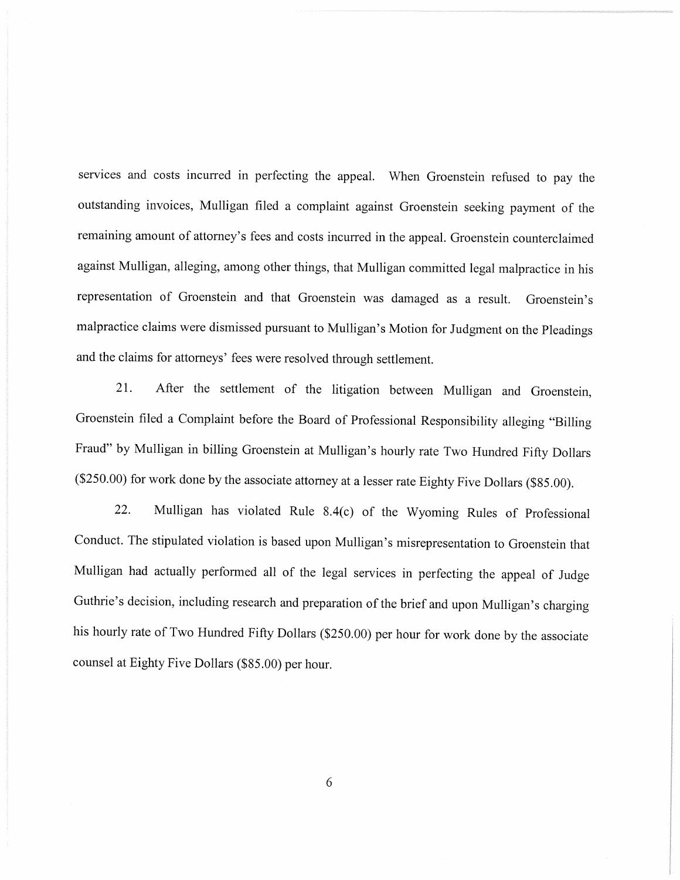services and costs incurred in perfecting the appeal. When Groenstein refused to pay the outstanding invoices, Mulligan filed a complaint against Groenstein seeking payment of the remaining amount of attorney's fees and costs incurred in the appeal. Groenstein counterclaimed against Mulligan, alleging, among other things, that Mulligan committed legal malpractice in his representation of Groenstein and that Groenstein was damaged as a result. Groenstein's malpractice claims were dismissed pursuant to Mulligan's Motion for Judgment on the Pleadings and the claims for attorneys' fees were resolved through settlement.

21. After the settlement of the litigation between Mulligan and Groenstein, Groenstein filed a Complaint before the Board of Professional Responsibility alleging "Billing Fraud" by Mulligan in billing Groenstein at Mulligan's hourly rate Two Hundred Fifty Dollars ($250.00) for work done by the associate attorney at a lesser rate Eighty Five Dollars ($85.00).

22. Mulligan has violated Rule 8.4(c) of the Wyoming Rules of Professional Conduct. The stipulated violation is based upon Mulligan's misrepresentation to Groenstein that Mulligan had actually performed all of the legal services in perfecting the appeal of Judge Guthrie's decision, including research and preparation of the brief and upon Mulligan's charging his hourly rate of Two Hundred Fifty Dollars ($250.00) per hour for work done by the associate counsel at Eighty Five Dollars ($85.00) per hour.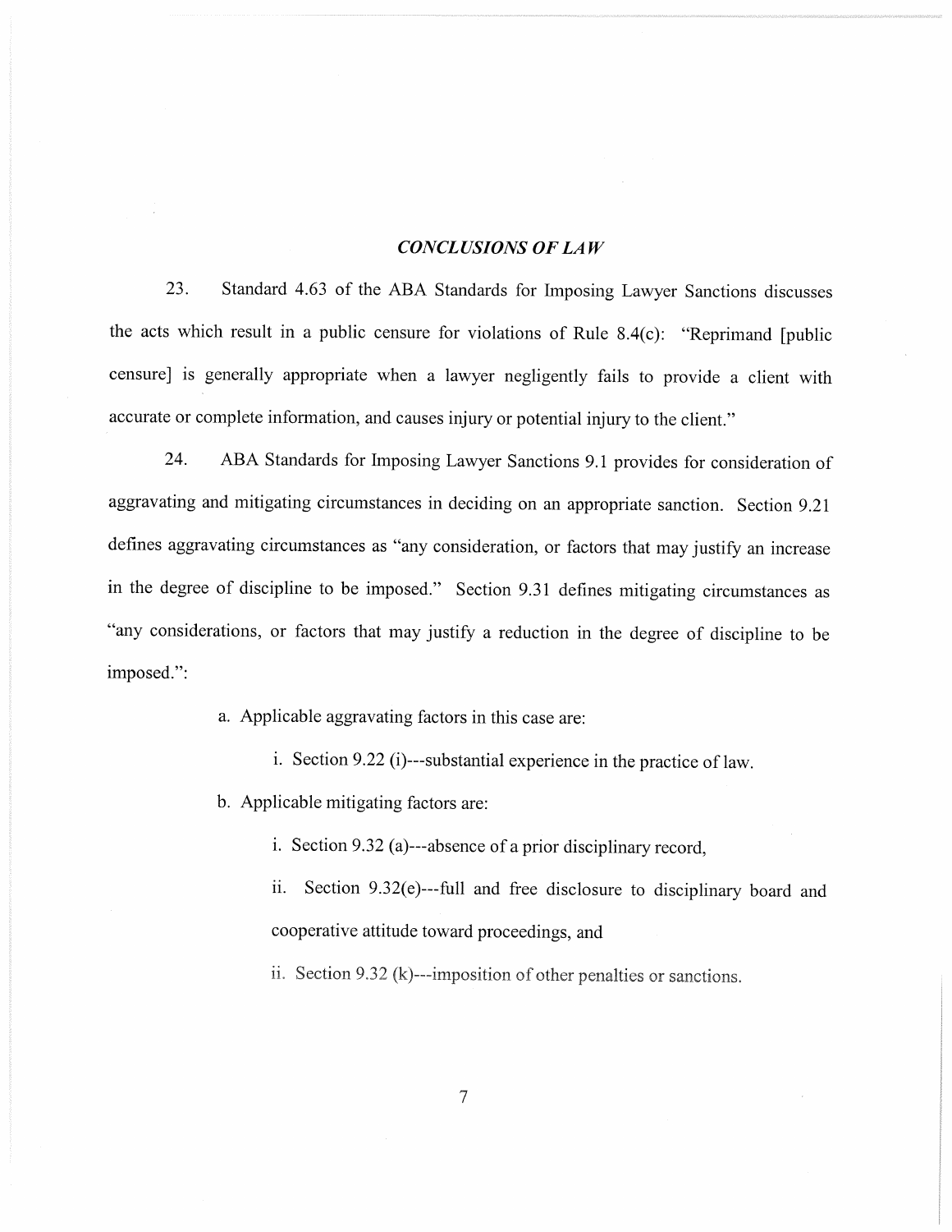## *CONCLUSIONS OF LAW*

23. Standard 4.63 of the ABA Standards for Imposing Lawyer Sanctions discusses the acts which result in a public censure for violations of Rule 8.4(c): "Reprimand [public censure] is generally appropriate when a lawyer negligently fails to provide a client with accurate or complete information, and causes injury or potential injury to the client."

24. ABA Standards for Imposing Lawyer Sanctions 9.1 provides for consideration of aggravating and mitigating circumstances in deciding on an appropriate sanction. Section 9.21 defines aggravating circumstances as "any consideration, or factors that may justify an increase in the degree of discipline to be imposed." Section 9.31 defines mitigating circumstances as "any considerations, or factors that may justify a reduction in the degree of discipline to be imposed.":

a. Applicable aggravating factors in this case are:

   i. Section 9.22 (i)---substantial experience in the practice of law.

b. Applicable mitigating factors are:

   i. Section 9.32 (a)---absence of a prior disciplinary record,

   ii. Section 9.32(e)---full and free disclosure to disciplinary board and cooperative attitude toward proceedings, and

   ii. Section 9.32 (k)---imposition of other penalties or sanctions.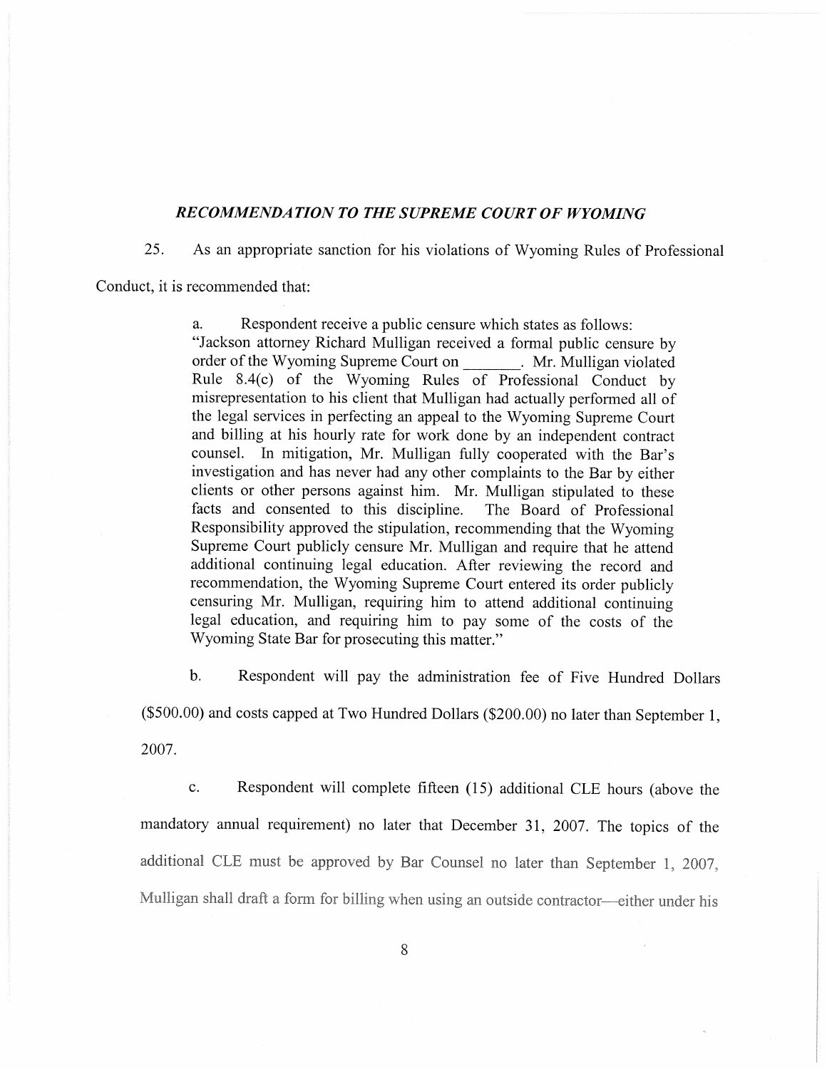### *RECOMMENDATION TO THE SUPREME COURT OF WYOMING*

25. As an appropriate sanction for his violations of Wyoming Rules of Professional Conduct, it is recommended that:

> a. Respondent receive a public censure which states as follows: "Jackson attorney Richard Mulligan received a formal public censure by order of the Wyoming Supreme Court on _______. Mr. Mulligan violated Rule 8.4(c) of the Wyoming Rules of Professional Conduct by misrepresentation to his client that Mulligan had actually performed all of the legal services in perfecting an appeal to the Wyoming Supreme Court and billing at his hourly rate for work done by an independent contract counsel. In mitigation, Mr. Mulligan fully cooperated with the Bar's investigation and has never had any other complaints to the Bar by either clients or other persons against him. Mr. Mulligan stipulated to these facts and consented to this discipline. The Board of Professional Responsibility approved the stipulation, recommending that the Wyoming Supreme Court publicly censure Mr. Mulligan and require that he attend additional continuing legal education. After reviewing the record and recommendation, the Wyoming Supreme Court entered its order publicly censuring Mr. Mulligan, requiring him to attend additional continuing legal education, and requiring him to pay some of the costs of the Wyoming State Bar for prosecuting this matter."

b. Respondent will pay the administration fee of Five Hundred Dollars ($500.00) and costs capped at Two Hundred Dollars ($200.00) no later than September 1, 2007.

c. Respondent will complete fifteen (15) additional CLE hours (above the mandatory annual requirement) no later that December 31, 2007. The topics of the additional CLE must be approved by Bar Counsel no later than September 1, 2007, Mulligan shall draft a form for billing when using an outside contractor—either under his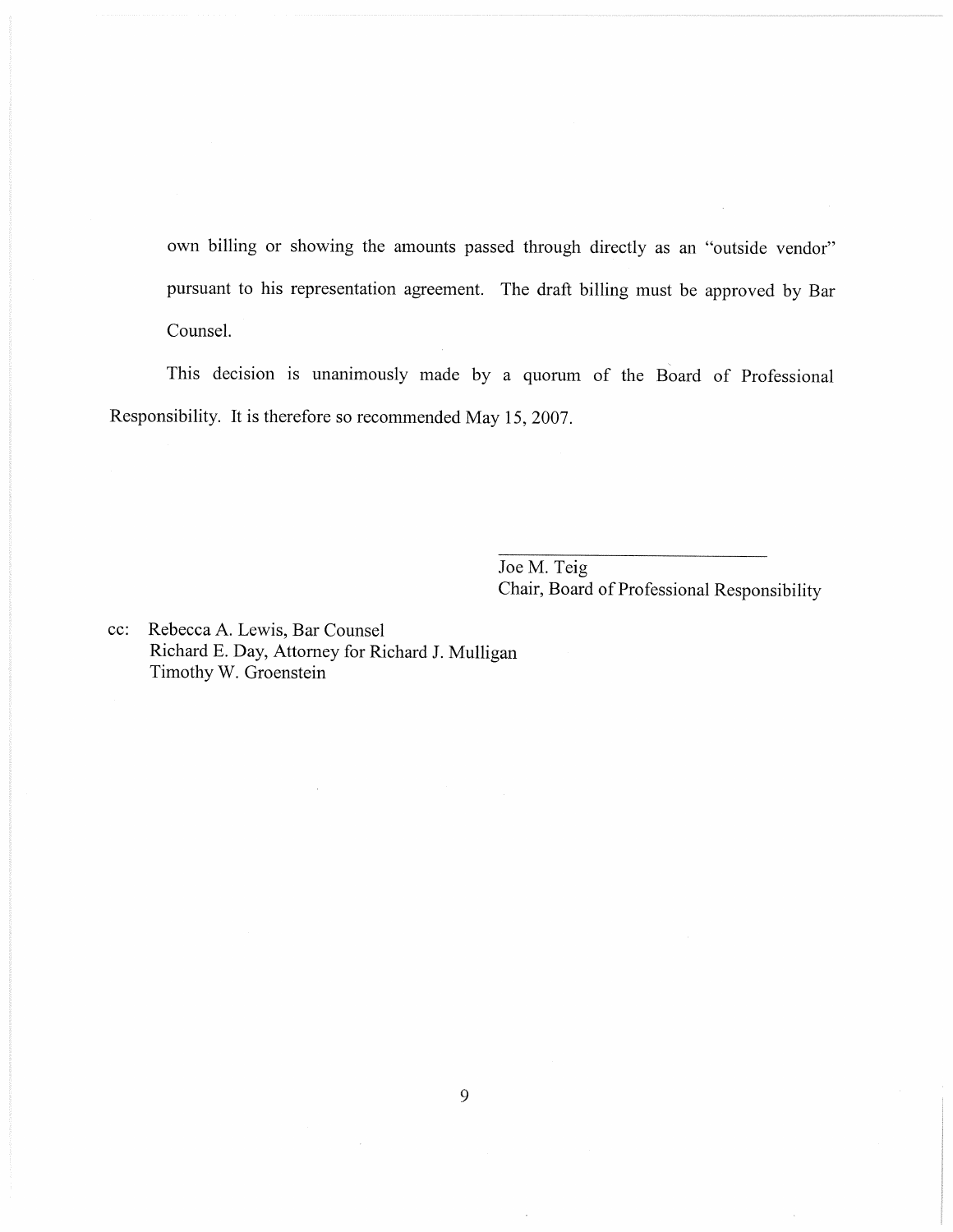own billing or showing the amounts passed through directly as an "outside vendor" pursuant to his representation agreement. The draft billing must be approved by Bar Counsel.

This decision is unanimously made by a quorum of the Board of Professional Responsibility. It is therefore so recommended May 15, 2007.

Joe M. Teig
Chair, Board of Professional Responsibility

cc: Rebecca A. Lewis, Bar Counsel
Richard E. Day, Attorney for Richard J. Mulligan
Timothy W. Groenstein